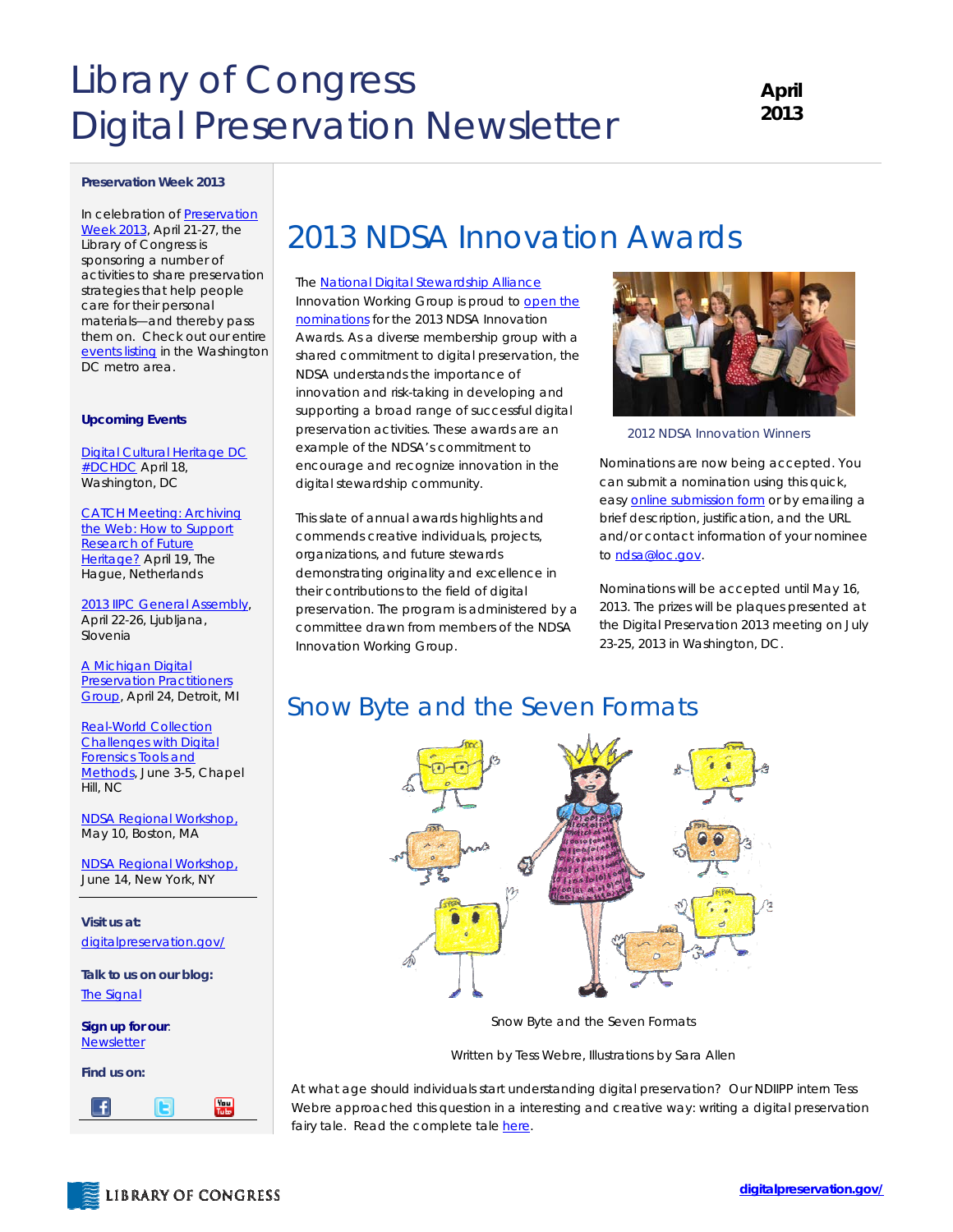# Library of Congress Digital Preservation Newsletter

**April 2013**

**Preservation Week 2013**

In celebration of Preservation Week 2013, April 21-27, the Library of Congress is sponsoring a number of activities to share preservation strategies that help people care for their personal materials—and thereby pass them on. Check out our entire events listing in the Washington DC metro area.

**Upcoming Events**

Digital Cultural Heritage DC #DCHDC April 18, Washington, DC

CATCH Meeting: Archiving the Web: How to Support Research of Future Heritage? April 19, The Hague, Netherlands

2013 IIPC General Assembly, April 22-26, Ljubljana, Slovenia

A Michigan Digital Preservation Practitioners Group, April 24, Detroit, MI

Real-World Collection Challenges with Digital Forensics Tools and Methods, June 3-5, Chapel Hill, NC

NDSA Regional Workshop, May 10, Boston, MA

NDSA Regional Workshop, June 14, New York, NY

**Visit us at:** digitalpreservation.gov/

**Talk to us on our blog:** The Signal

**Sign up for our:** Newsletter

**Find us on:**

## 2013 NDSA Innovation Awards

The National Digital Stewardship Alliance Innovation Working Group is proud to open the nominations for the 2013 NDSA Innovation Awards. As a diverse membership group with a shared commitment to digital preservation, the NDSA understands the importance of innovation and risk-taking in developing and supporting a broad range of successful digital preservation activities. These awards are an example of the NDSA's commitment to encourage and recognize innovation in the digital stewardship community.

This slate of annual awards highlights and commends creative individuals, projects, organizations, and future stewards demonstrating originality and excellence in their contributions to the field of digital preservation. The program is administered by a committee drawn from members of the NDSA Innovation Working Group.

2012 NDSA Innovation Winners

Nominations are now being accepted. You can submit a nomination using this quick, easy online submission form or by emailing a brief description, justification, and the URL and/or contact information of your nominee to ndsa@loc.gov.

Nominations will be accepted until May 16, 2013. The prizes will be plaques presented at the Digital Preservation 2013 meeting on July 23-25, 2013 in Washington, DC.

## Snow Byte and the Seven Formats

Snow Byte and the Seven Formats

Written by Tess Webre, Illustrations by Sara Allen

At what age should individuals start understanding digital preservation? Our NDIIPP intern Tess Webre approached this question in a interesting and creative way: writing a digital preservation fairy tale. Read the complete tale here.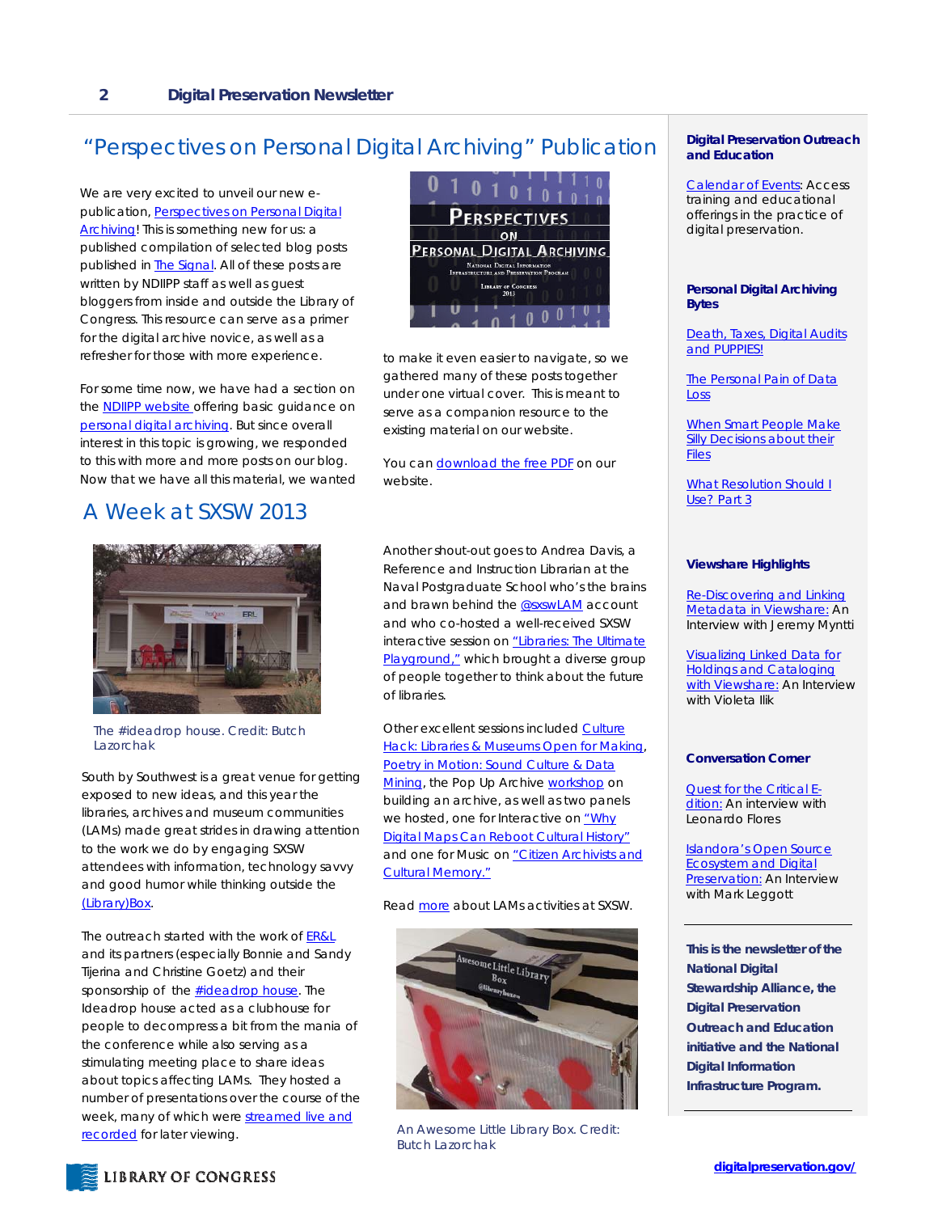# "Perspectives on Personal Digital Archiving" Publication

We are very excited to unveil our new e-publication, Perspectives on Personal Digital Archiving! This is something new for us: a published compilation of selected blog posts published in The Signal. All of these posts are written by NDIIPP staff as well as guest bloggers from inside and outside the Library of Congress. This resource can serve as a primer for the digital archive novice, as well as a refresher for those with more experience.

For some time now, we have had a section on the NDIIPP website offering basic guidance on personal digital archiving. But since overall interest in this topic is growing, we responded to this with more and more posts on our blog. Now that we have all this material, we wanted to make it even easier to navigate, so we gathered many of these posts together under one virtual cover. This is meant to serve as a companion resource to the existing material on our website.

You can download the free PDF on our website.

# A Week at SXSW 2013

The #ideadrop house. Credit: Butch Lazorchak

South by Southwest is a great venue for getting exposed to new ideas, and this year the libraries, archives and museum communities (LAMs) made great strides in drawing attention to the work we do by engaging SXSW attendees with information, technology savvy and good humor while thinking outside the (Library)Box.

The outreach started with the work of ER&L and its partners (especially Bonnie and Sandy Tijerina and Christine Goetz) and their sponsorship of the #ideadrop house. The Ideadrop house acted as a clubhouse for people to decompress a bit from the mania of the conference while also serving as a stimulating meeting place to share ideas about topics affecting LAMs. They hosted a number of presentations over the course of the week, many of which were streamed live and recorded for later viewing.

Another shout-out goes to Andrea Davis, a Reference and Instruction Librarian at the Naval Postgraduate School who's the brains and brawn behind the @sxswLAM account and who co-hosted a well-received SXSW interactive session on "Libraries: The Ultimate Playground," which brought a diverse group of people together to think about the future of libraries.

Other excellent sessions included Culture Hack: Libraries & Museums Open for Making, Poetry in Motion: Sound Culture & Data Mining, the Pop Up Archive workshop on building an archive, as well as two panels we hosted, one for Interactive on "Why Digital Maps Can Reboot Cultural History" and one for Music on "Citizen Archivists and Cultural Memory."

Read more about LAMs activities at SXSW.

An Awesome Little Library Box. Credit: Butch Lazorchak

**Digital Preservation Outreach and Education**

Calendar of Events: Access training and educational offerings in the practice of digital preservation.

**Personal Digital Archiving Bytes**

Death, Taxes, Digital Audits and PUPPIES!

The Personal Pain of Data Loss

When Smart People Make Silly Decisions about their Files

What Resolution Should I Use? Part 3

**Viewshare Highlights**

Re-Discovering and Linking Metadata in Viewshare: An Interview with Jeremy Myntti

Visualizing Linked Data for Holdings and Cataloging with Viewshare: An Interview with Violeta Ilik

**Conversation Corner**

Quest for the Critical E-dition: An interview with Leonardo Flores

Islandora's Open Source Ecosystem and Digital Preservation: An Interview with Mark Leggott

**This is the newsletter of the National Digital Stewardship Alliance, the Digital Preservation Outreach and Education initiative and the National Digital Information Infrastructure Program.**

digitalpreservation.gov/